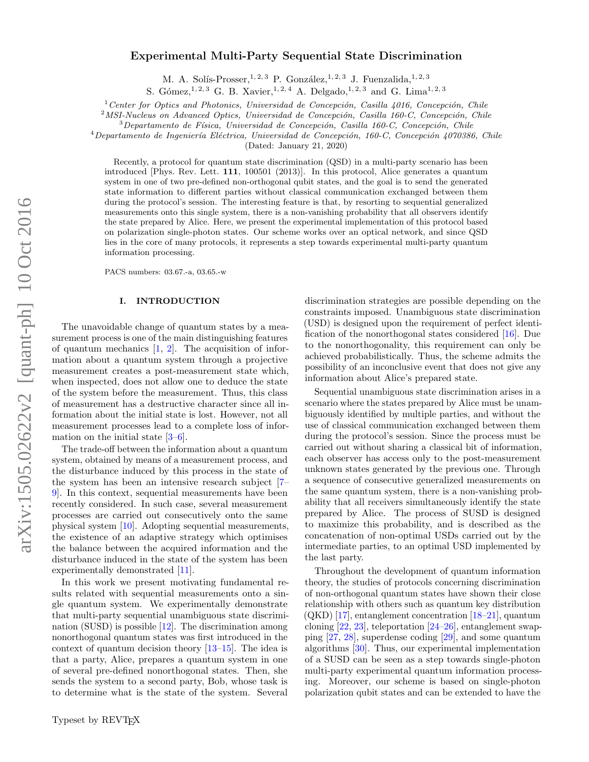# Experimental Multi-Party Sequential State Discrimination

M. A. Solís-Prosser,[1,2,3] P. González,[1,2,3] J. Fuenzalida,[1,2,3] S. Gómez,[1,2,3] G. B. Xavier,[1,2,4] A. Delgado,[1,2,3] and G. Lima[1,2,3]

[1] *Center for Optics and Photonics, Universidad de Concepción, Casilla 4016, Concepción, Chile*
[2] *MSI-Nucleus on Advanced Optics, Universidad de Concepción, Casilla 160-C, Concepción, Chile*
[3] *Departamento de Física, Universidad de Concepción, Casilla 160-C, Concepción, Chile*
[4] *Departamento de Ingeniería Eléctrica, Universidad de Concepción, 160-C, Concepción 4070386, Chile*

(Dated: January 21, 2020)

Recently, a protocol for quantum state discrimination (QSD) in a multi-party scenario has been introduced [Phys. Rev. Lett. **111**, 100501 (2013)]. In this protocol, Alice generates a quantum system in one of two pre-defined non-orthogonal qubit states, and the goal is to send the generated state information to different parties without classical communication exchanged between them during the protocol's session. The interesting feature is that, by resorting to sequential generalized measurements onto this single system, there is a non-vanishing probability that all observers identify the state prepared by Alice. Here, we present the experimental implementation of this protocol based on polarization single-photon states. Our scheme works over an optical network, and since QSD lies in the core of many protocols, it represents a step towards experimental multi-party quantum information processing.

PACS numbers: 03.67.-a, 03.65.-w

## I. INTRODUCTION

The unavoidable change of quantum states by a measurement process is one of the main distinguishing features of quantum mechanics [1, 2]. The acquisition of information about a quantum system through a projective measurement creates a post-measurement state which, when inspected, does not allow one to deduce the state of the system before the measurement. Thus, this class of measurement has a destructive character since all information about the initial state is lost. However, not all measurement processes lead to a complete loss of information on the initial state [3–6].

The trade-off between the information about a quantum system, obtained by means of a measurement process, and the disturbance induced by this process in the state of the system has been an intensive research subject [7–9]. In this context, sequential measurements have been recently considered. In such case, several measurement processes are carried out consecutively onto the same physical system [10]. Adopting sequential measurements, the existence of an adaptive strategy which optimises the balance between the acquired information and the disturbance induced in the state of the system has been experimentally demonstrated [11].

In this work we present motivating fundamental results related with sequential measurements onto a single quantum system. We experimentally demonstrate that multi-party sequential unambiguous state discrimination (SUSD) is possible [12]. The discrimination among nonorthogonal quantum states was first introduced in the context of quantum decision theory [13–15]. The idea is that a party, Alice, prepares a quantum system in one of several pre-defined nonorthogonal states. Then, she sends the system to a second party, Bob, whose task is to determine what is the state of the system. Several discrimination strategies are possible depending on the constraints imposed. Unambiguous state discrimination (USD) is designed upon the requirement of perfect identification of the nonorthogonal states considered [16]. Due to the nonorthogonality, this requirement can only be achieved probabilistically. Thus, the scheme admits the possibility of an inconclusive event that does not give any information about Alice's prepared state.

Sequential unambiguous state discrimination arises in a scenario where the states prepared by Alice must be unambiguously identified by multiple parties, and without the use of classical communication exchanged between them during the protocol's session. Since the process must be carried out without sharing a classical bit of information, each observer has access only to the post-measurement unknown states generated by the previous one. Through a sequence of consecutive generalized measurements on the same quantum system, there is a non-vanishing probability that all receivers simultaneously identify the state prepared by Alice. The process of SUSD is designed to maximize this probability, and is described as the concatenation of non-optimal USDs carried out by the intermediate parties, to an optimal USD implemented by the last party.

Throughout the development of quantum information theory, the studies of protocols concerning discrimination of non-orthogonal quantum states have shown their close relationship with others such as quantum key distribution (QKD) [17], entanglement concentration [18–21], quantum cloning [22, 23], teleportation [24–26], entanglement swapping [27, 28], superdense coding [29], and some quantum algorithms [30]. Thus, our experimental implementation of a SUSD can be seen as a step towards single-photon multi-party experimental quantum information processing. Moreover, our scheme is based on single-photon polarization qubit states and can be extended to have the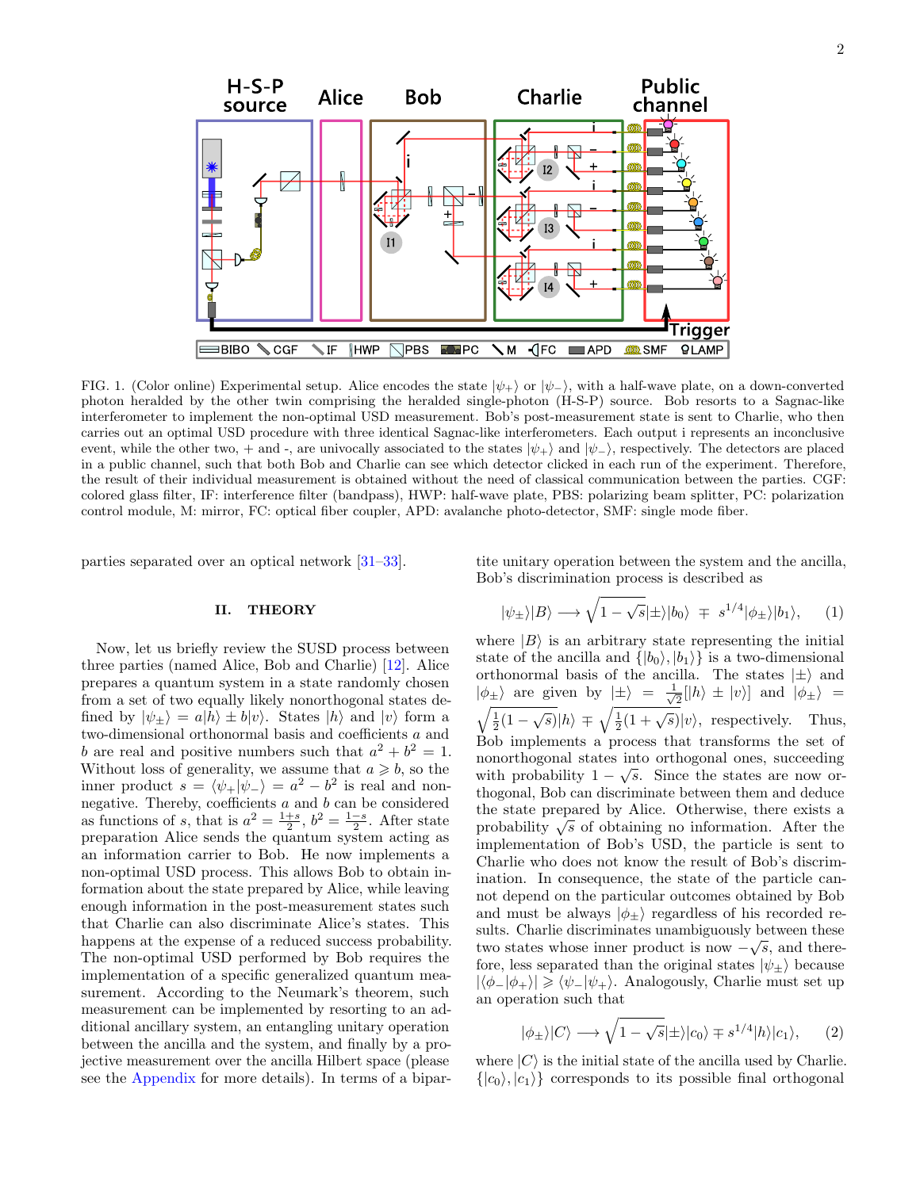FIG. 1. (Color online) Experimental setup. Alice encodes the state $|\psi_+\rangle$ or $|\psi_-\rangle$, with a half-wave plate, on a down-converted photon heralded by the other twin comprising the heralded single-photon (H-S-P) source. Bob resorts to a Sagnac-like interferometer to implement the non-optimal USD measurement. Bob's post-measurement state is sent to Charlie, who then carries out an optimal USD procedure with three identical Sagnac-like interferometers. Each output i represents an inconclusive event, while the other two, + and -, are univocally associated to the states $|\psi_+\rangle$ and $|\psi_-\rangle$, respectively. The detectors are placed in a public channel, such that both Bob and Charlie can see which detector clicked in each run of the experiment. Therefore, the result of their individual measurement is obtained without the need of classical communication between the parties. CGF: colored glass filter, IF: interference filter (bandpass), HWP: half-wave plate, PBS: polarizing beam splitter, PC: polarization control module, M: mirror, FC: optical fiber coupler, APD: avalanche photo-detector, SMF: single mode fiber.

parties separated over an optical network [31–33].

## II. THEORY

Now, let us briefly review the SUSD process between three parties (named Alice, Bob and Charlie) [12]. Alice prepares a quantum system in a state randomly chosen from a set of two equally likely nonorthogonal states defined by $|\psi_\pm\rangle = a|h\rangle \pm b|v\rangle$. States $|h\rangle$ and $|v\rangle$ form a two-dimensional orthonormal basis and coefficients $a$ and $b$ are real and positive numbers such that $a^2 + b^2 = 1$. Without loss of generality, we assume that $a \geqslant b$, so the inner product $s = \langle\psi_+|\psi_-\rangle = a^2 - b^2$ is real and non-negative. Thereby, coefficients $a$ and $b$ can be considered as functions of $s$, that is $a^2 = \frac{1+s}{2}$, $b^2 = \frac{1-s}{2}$. After state preparation Alice sends the quantum system acting as an information carrier to Bob. He now implements a non-optimal USD process. This allows Bob to obtain information about the state prepared by Alice, while leaving enough information in the post-measurement states such that Charlie can also discriminate Alice's states. This happens at the expense of a reduced success probability. The non-optimal USD performed by Bob requires the implementation of a specific generalized quantum measurement. According to the Neumark's theorem, such measurement can be implemented by resorting to an additional ancillary system, an entangling unitary operation between the ancilla and the system, and finally by a projective measurement over the ancilla Hilbert space (please see the Appendix for more details). In terms of a bipartite unitary operation between the system and the ancilla, Bob's discrimination process is described as

$$|\psi_\pm\rangle|B\rangle \longrightarrow \sqrt{1-\sqrt{s}}|\pm\rangle|b_0\rangle \ \mp \ s^{1/4}|\phi_\pm\rangle|b_1\rangle, \qquad (1)$$

where $|B\rangle$ is an arbitrary state representing the initial state of the ancilla and $\{|b_0\rangle, |b_1\rangle\}$ is a two-dimensional orthonormal basis of the ancilla. The states $|\pm\rangle$ and $|\phi_\pm\rangle$ are given by $|\pm\rangle = \frac{1}{\sqrt{2}}[|h\rangle \pm |v\rangle]$ and $|\phi_\pm\rangle = \sqrt{\frac{1}{2}(1-\sqrt{s})}|h\rangle \mp \sqrt{\frac{1}{2}(1+\sqrt{s})}|v\rangle$, respectively. Thus, Bob implements a process that transforms the set of nonorthogonal states into orthogonal ones, succeeding with probability $1-\sqrt{s}$. Since the states are now orthogonal, Bob can discriminate between them and deduce the state prepared by Alice. Otherwise, there exists a probability $\sqrt{s}$ of obtaining no information. After the implementation of Bob's USD, the particle is sent to Charlie who does not know the result of Bob's discrimination. In consequence, the state of the particle cannot depend on the particular outcomes obtained by Bob and must be always $|\phi_\pm\rangle$ regardless of his recorded results. Charlie discriminates unambiguously between these two states whose inner product is now $-\sqrt{s}$, and therefore, less separated than the original states $|\psi_\pm\rangle$ because $|\langle\phi_-|\phi_+\rangle| \geqslant \langle\psi_-|\psi_+\rangle$. Analogously, Charlie must set up an operation such that

$$|\phi_\pm\rangle|C\rangle \longrightarrow \sqrt{1-\sqrt{s}}|\pm\rangle|c_0\rangle \mp s^{1/4}|h\rangle|c_1\rangle, \qquad (2)$$

where $|C\rangle$ is the initial state of the ancilla used by Charlie. $\{|c_0\rangle, |c_1\rangle\}$ corresponds to its possible final orthogonal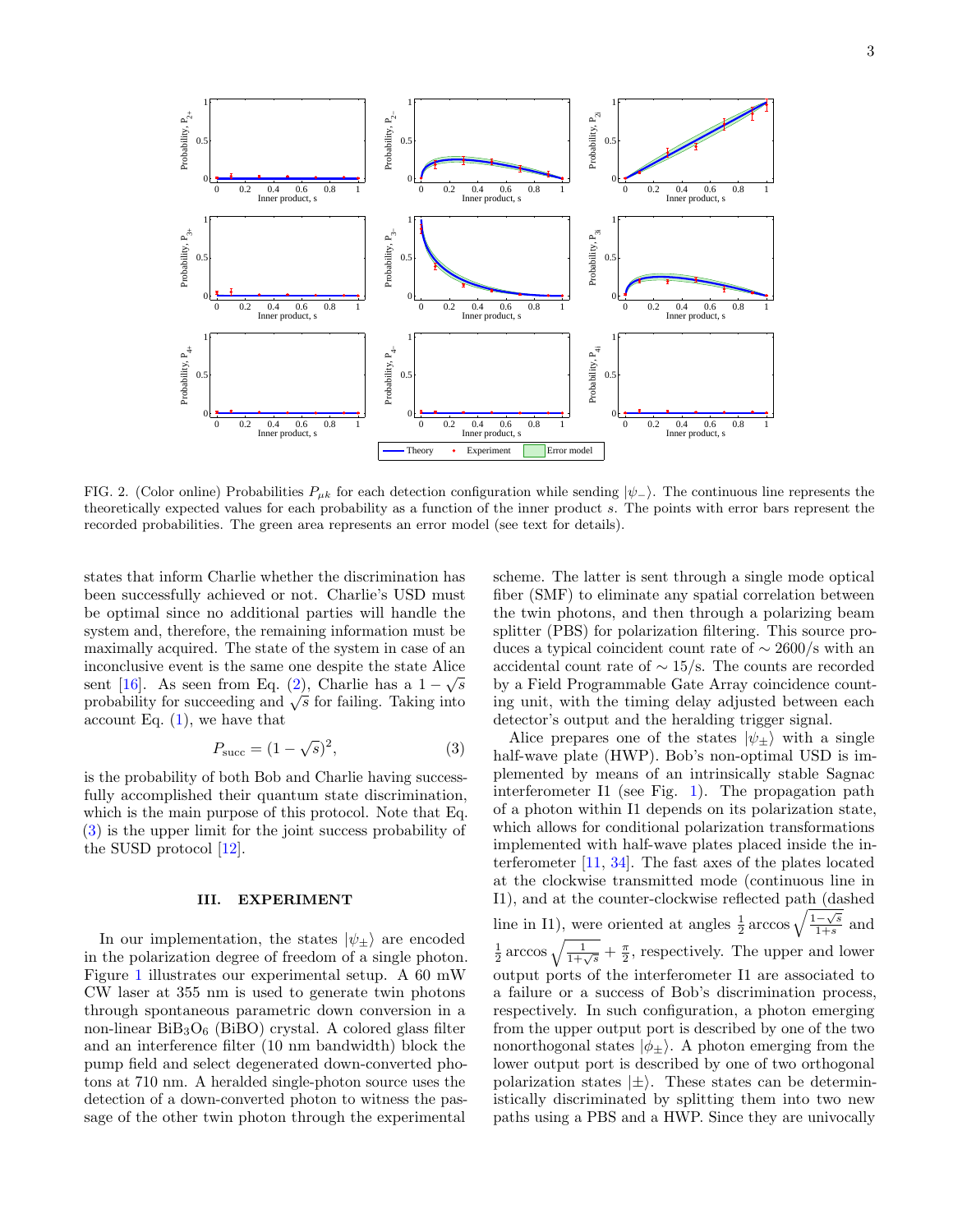FIG. 2. (Color online) Probabilities $P_{\mu k}$ for each detection configuration while sending $|\psi_-\rangle$. The continuous line represents the theoretically expected values for each probability as a function of the inner product $s$. The points with error bars represent the recorded probabilities. The green area represents an error model (see text for details).

states that inform Charlie whether the discrimination has been successfully achieved or not. Charlie's USD must be optimal since no additional parties will handle the system and, therefore, the remaining information must be maximally acquired. The state of the system in case of an inconclusive event is the same one despite the state Alice sent [16]. As seen from Eq. (2), Charlie has a $1-\sqrt{s}$ probability for succeeding and $\sqrt{s}$ for failing. Taking into account Eq. (1), we have that

$$P_{\rm succ} = (1-\sqrt{s})^2, \tag{3}$$

is the probability of both Bob and Charlie having successfully accomplished their quantum state discrimination, which is the main purpose of this protocol. Note that Eq. (3) is the upper limit for the joint success probability of the SUSD protocol [12].

## III. EXPERIMENT

In our implementation, the states $|\psi_\pm\rangle$ are encoded in the polarization degree of freedom of a single photon. Figure 1 illustrates our experimental setup. A 60 mW CW laser at 355 nm is used to generate twin photons through spontaneous parametric down conversion in a non-linear $BiB_3O_6$ (BiBO) crystal. A colored glass filter and an interference filter (10 nm bandwidth) block the pump field and select degenerated down-converted photons at 710 nm. A heralded single-photon source uses the detection of a down-converted photon to witness the passage of the other twin photon through the experimental scheme. The latter is sent through a single mode optical fiber (SMF) to eliminate any spatial correlation between the twin photons, and then through a polarizing beam splitter (PBS) for polarization filtering. This source produces a typical coincident count rate of $\sim 2600$/s with an accidental count rate of $\sim 15$/s. The counts are recorded by a Field Programmable Gate Array coincidence counting unit, with the timing delay adjusted between each detector's output and the heralding trigger signal.

Alice prepares one of the states $|\psi_\pm\rangle$ with a single half-wave plate (HWP). Bob's non-optimal USD is implemented by means of an intrinsically stable Sagnac interferometer I1 (see Fig. 1). The propagation path of a photon within I1 depends on its polarization state, which allows for conditional polarization transformations implemented with half-wave plates placed inside the interferometer [11, 34]. The fast axes of the plates located at the clockwise transmitted mode (continuous line in I1), and at the counter-clockwise reflected path (dashed line in I1), were oriented at angles $\frac{1}{2}\arccos\sqrt{\frac{1-\sqrt{s}}{1+s}}$ and $\frac{1}{2}\arccos\sqrt{\frac{1}{1+\sqrt{s}}}+\frac{\pi}{2}$, respectively. The upper and lower output ports of the interferometer I1 are associated to a failure or a success of Bob's discrimination process, respectively. In such configuration, a photon emerging from the upper output port is described by one of the two nonorthogonal states $|\phi_\pm\rangle$. A photon emerging from the lower output port is described by one of two orthogonal polarization states $|\pm\rangle$. These states can be deterministically discriminated by splitting them into two new paths using a PBS and a HWP. Since they are univocally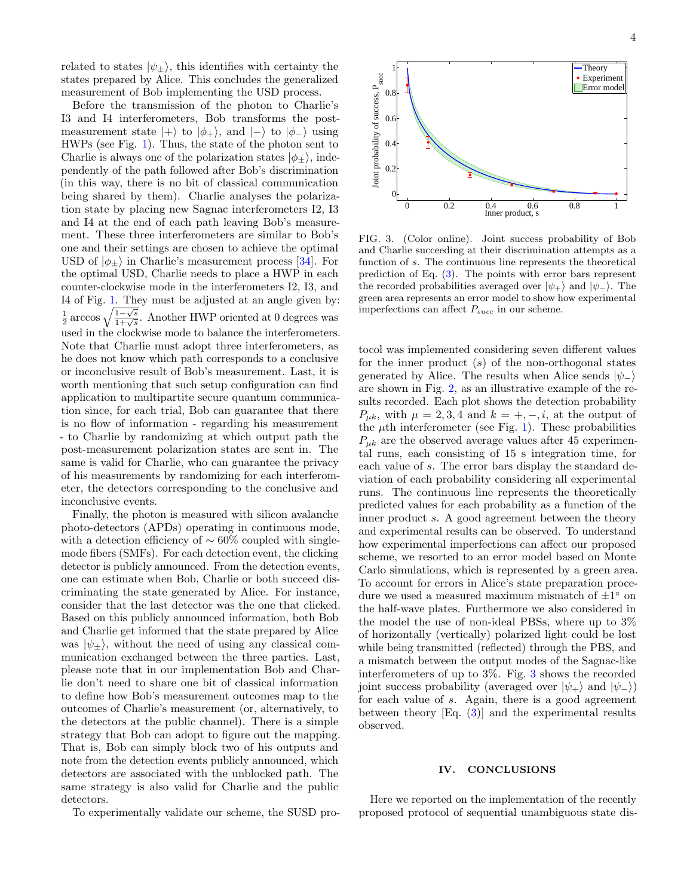related to states $|\psi_\pm\rangle$, this identifies with certainty the states prepared by Alice. This concludes the generalized measurement of Bob implementing the USD process.

Before the transmission of the photon to Charlie's I3 and I4 interferometers, Bob transforms the post-measurement state $|+\rangle$ to $|\phi_+\rangle$, and $|-\rangle$ to $|\phi_-\rangle$ using HWPs (see Fig. 1). Thus, the state of the photon sent to Charlie is always one of the polarization states $|\phi_\pm\rangle$, independently of the path followed after Bob's discrimination (in this way, there is no bit of classical communication being shared by them). Charlie analyses the polarization state by placing new Sagnac interferometers I2, I3 and I4 at the end of each path leaving Bob's measurement. These three interferometers are similar to Bob's one and their settings are chosen to achieve the optimal USD of $|\phi_\pm\rangle$ in Charlie's measurement process [34]. For the optimal USD, Charlie needs to place a HWP in each counter-clockwise mode in the interferometers I2, I3, and I4 of Fig. 1. They must be adjusted at an angle given by: $\frac{1}{2}\arccos\sqrt{\frac{1-\sqrt{s}}{1+\sqrt{s}}}$. Another HWP oriented at 0 degrees was used in the clockwise mode to balance the interferometers. Note that Charlie must adopt three interferometers, as he does not know which path corresponds to a conclusive or inconclusive result of Bob's measurement. Last, it is worth mentioning that such setup configuration can find application to multipartite secure quantum communication since, for each trial, Bob can guarantee that there is no flow of information - regarding his measurement - to Charlie by randomizing at which output path the post-measurement polarization states are sent in. The same is valid for Charlie, who can guarantee the privacy of his measurements by randomizing for each interferometer, the detectors corresponding to the conclusive and inconclusive events.

Finally, the photon is measured with silicon avalanche photo-detectors (APDs) operating in continuous mode, with a detection efficiency of $\sim 60\%$ coupled with single-mode fibers (SMFs). For each detection event, the clicking detector is publicly announced. From the detection events, one can estimate when Bob, Charlie or both succeed discriminating the state generated by Alice. For instance, consider that the last detector was the one that clicked. Based on this publicly announced information, both Bob and Charlie get informed that the state prepared by Alice was $|\psi_\pm\rangle$, without the need of using any classical communication exchanged between the three parties. Last, please note that in our implementation Bob and Charlie don't need to share one bit of classical information to define how Bob's measurement outcomes map to the outcomes of Charlie's measurement (or, alternatively, to the detectors at the public channel). There is a simple strategy that Bob can adopt to figure out the mapping. That is, Bob can simply block two of his outputs and note from the detection events publicly announced, which detectors are associated with the unblocked path. The same strategy is also valid for Charlie and the public detectors.

To experimentally validate our scheme, the SUSD protocol was implemented considering seven different values for the inner product ($s$) of the non-orthogonal states generated by Alice. The results when Alice sends $|\psi_-\rangle$ are shown in Fig. 2, as an illustrative example of the results recorded. Each plot shows the detection probability $P_{\mu k}$, with $\mu = 2, 3, 4$ and $k = +, -, i$, at the output of the $\mu$th interferometer (see Fig. 1). These probabilities $P_{\mu k}$ are the observed average values after 45 experimental runs, each consisting of 15 s integration time, for each value of $s$. The error bars display the standard deviation of each probability considering all experimental runs. The continuous line represents the theoretically predicted values for each probability as a function of the inner product $s$. A good agreement between the theory and experimental results can be observed. To understand how experimental imperfections can affect our proposed scheme, we resorted to an error model based on Monte Carlo simulations, which is represented by a green area. To account for errors in Alice's state preparation procedure we used a measured maximum mismatch of $\pm 1^\circ$ on the half-wave plates. Furthermore we also considered in the model the use of non-ideal PBSs, where up to 3% of horizontally (vertically) polarized light could be lost while being transmitted (reflected) through the PBS, and a mismatch between the output modes of the Sagnac-like interferometers of up to 3%. Fig. 3 shows the recorded joint success probability (averaged over $|\psi_+\rangle$ and $|\psi_-\rangle$) for each value of $s$. Again, there is a good agreement between theory [Eq. (3)] and the experimental results observed.

FIG. 3. (Color online). Joint success probability of Bob and Charlie succeeding at their discrimination attempts as a function of $s$. The continuous line represents the theoretical prediction of Eq. (3). The points with error bars represent the recorded probabilities averaged over $|\psi_+\rangle$ and $|\psi_-\rangle$. The green area represents an error model to show how experimental imperfections can affect $P_{succ}$ in our scheme.

## IV. CONCLUSIONS

Here we reported on the implementation of the recently proposed protocol of sequential unambiguous state dis-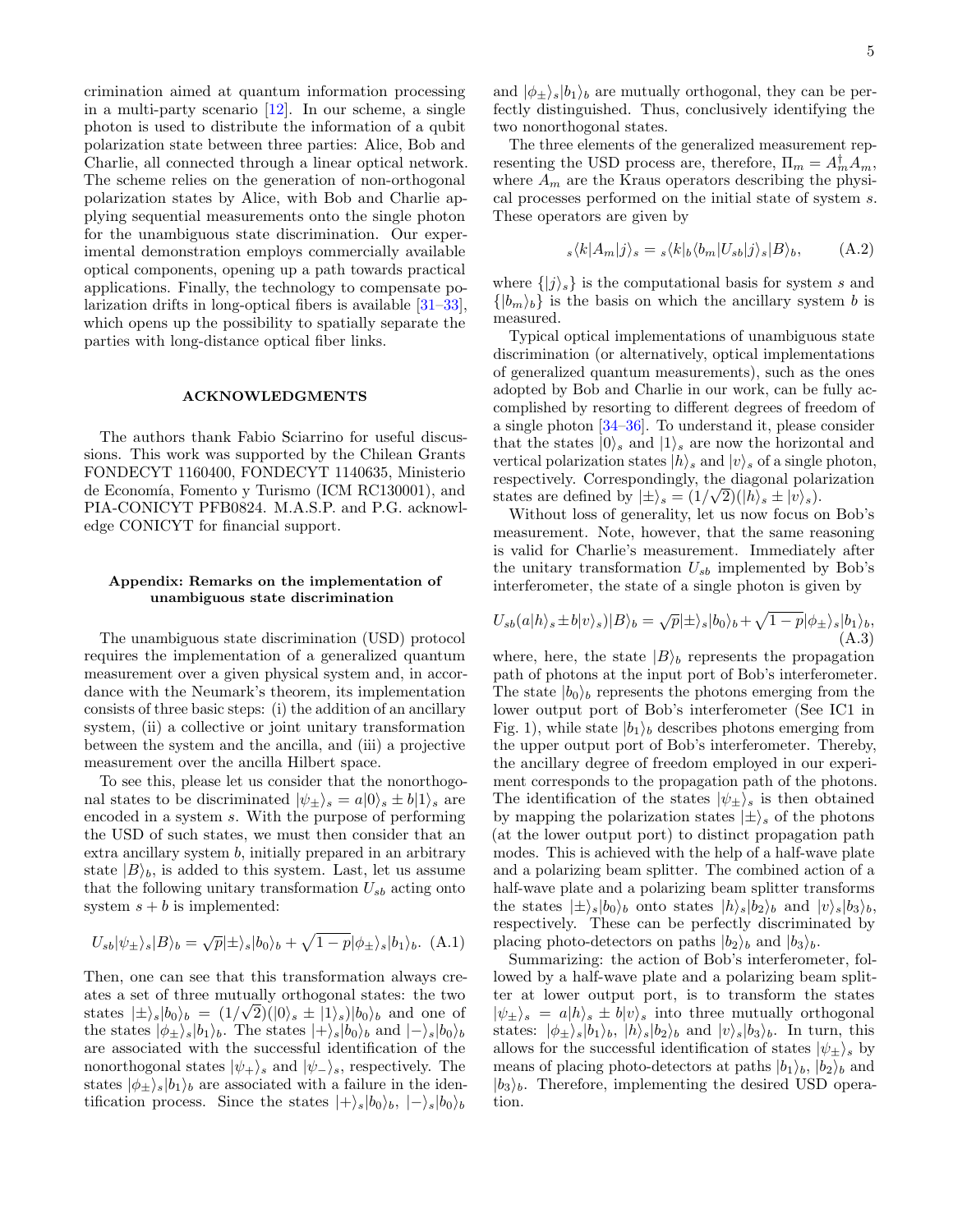crimination aimed at quantum information processing in a multi-party scenario [12]. In our scheme, a single photon is used to distribute the information of a qubit polarization state between three parties: Alice, Bob and Charlie, all connected through a linear optical network. The scheme relies on the generation of non-orthogonal polarization states by Alice, with Bob and Charlie applying sequential measurements onto the single photon for the unambiguous state discrimination. Our experimental demonstration employs commercially available optical components, opening up a path towards practical applications. Finally, the technology to compensate polarization drifts in long-optical fibers is available [31–33], which opens up the possibility to spatially separate the parties with long-distance optical fiber links.

## ACKNOWLEDGMENTS

The authors thank Fabio Sciarrino for useful discussions. This work was supported by the Chilean Grants FONDECYT 1160400, FONDECYT 1140635, Ministerio de Economía, Fomento y Turismo (ICM RC130001), and PIA-CONICYT PFB0824. M.A.S.P. and P.G. acknowledge CONICYT for financial support.

## Appendix: Remarks on the implementation of unambiguous state discrimination

The unambiguous state discrimination (USD) protocol requires the implementation of a generalized quantum measurement over a given physical system and, in accordance with the Neumark's theorem, its implementation consists of three basic steps: (i) the addition of an ancillary system, (ii) a collective or joint unitary transformation between the system and the ancilla, and (iii) a projective measurement over the ancilla Hilbert space.

To see this, please let us consider that the nonorthogonal states to be discriminated $|\psi_\pm\rangle_s = a|0\rangle_s \pm b|1\rangle_s$ are encoded in a system $s$. With the purpose of performing the USD of such states, we must then consider that an extra ancillary system $b$, initially prepared in an arbitrary state $|B\rangle_b$, is added to this system. Last, let us assume that the following unitary transformation $U_{sb}$ acting onto system $s+b$ is implemented:

$$U_{sb}|\psi_\pm\rangle_s|B\rangle_b = \sqrt{p}|\pm\rangle_s|b_0\rangle_b + \sqrt{1-p}|\phi_\pm\rangle_s|b_1\rangle_b. \quad \text{(A.1)}$$

Then, one can see that this transformation always creates a set of three mutually orthogonal states: the two states $|\pm\rangle_s|b_0\rangle_b = (1/\sqrt{2})(|0\rangle_s \pm |1\rangle_s)|b_0\rangle_b$ and one of the states $|\phi_\pm\rangle_s|b_1\rangle_b$. The states $|+\rangle_s|b_0\rangle_b$ and $|-\rangle_s|b_0\rangle_b$ are associated with the successful identification of the nonorthogonal states $|\psi_+\rangle_s$ and $|\psi_-\rangle_s$, respectively. The states $|\phi_\pm\rangle_s|b_1\rangle_b$ are associated with a failure in the identification process. Since the states $|+\rangle_s|b_0\rangle_b$, $|-\rangle_s|b_0\rangle_b$ and $|\phi_\pm\rangle_s|b_1\rangle_b$ are mutually orthogonal, they can be perfectly distinguished. Thus, conclusively identifying the two nonorthogonal states.

The three elements of the generalized measurement representing the USD process are, therefore, $\Pi_m = A_m^\dagger A_m$, where $A_m$ are the Kraus operators describing the physical processes performed on the initial state of system $s$. These operators are given by

$$_s\langle k|A_m|j\rangle_s = {}_s\langle k|_b\langle b_m|U_{sb}|j\rangle_s|B\rangle_b, \quad \text{(A.2)}$$

where $\{|j\rangle_s\}$ is the computational basis for system $s$ and $\{|b_m\rangle_b\}$ is the basis on which the ancillary system $b$ is measured.

Typical optical implementations of unambiguous state discrimination (or alternatively, optical implementations of generalized quantum measurements), such as the ones adopted by Bob and Charlie in our work, can be fully accomplished by resorting to different degrees of freedom of a single photon [34–36]. To understand it, please consider that the states $|0\rangle_s$ and $|1\rangle_s$ are now the horizontal and vertical polarization states $|h\rangle_s$ and $|v\rangle_s$ of a single photon, respectively. Correspondingly, the diagonal polarization states are defined by $|\pm\rangle_s = (1/\sqrt{2})(|h\rangle_s \pm |v\rangle_s)$.

Without loss of generality, let us now focus on Bob's measurement. Note, however, that the same reasoning is valid for Charlie's measurement. Immediately after the unitary transformation $U_{sb}$ implemented by Bob's interferometer, the state of a single photon is given by

$$U_{sb}(a|h\rangle_s \pm b|v\rangle_s)|B\rangle_b = \sqrt{p}|\pm\rangle_s|b_0\rangle_b + \sqrt{1-p}|\phi_\pm\rangle_s|b_1\rangle_b, \quad \text{(A.3)}$$

where, here, the state $|B\rangle_b$ represents the propagation path of photons at the input port of Bob's interferometer. The state $|b_0\rangle_b$ represents the photons emerging from the lower output port of Bob's interferometer (See IC1 in Fig. 1), while state $|b_1\rangle_b$ describes photons emerging from the upper output port of Bob's interferometer. Thereby, the ancillary degree of freedom employed in our experiment corresponds to the propagation path of the photons. The identification of the states $|\psi_\pm\rangle_s$ is then obtained by mapping the polarization states $|\pm\rangle_s$ of the photons (at the lower output port) to distinct propagation path modes. This is achieved with the help of a half-wave plate and a polarizing beam splitter. The combined action of a half-wave plate and a polarizing beam splitter transforms the states $|\pm\rangle_s|b_0\rangle_b$ onto states $|h\rangle_s|b_2\rangle_b$ and $|v\rangle_s|b_3\rangle_b$, respectively. These can be perfectly discriminated by placing photo-detectors on paths $|b_2\rangle_b$ and $|b_3\rangle_b$.

Summarizing: the action of Bob's interferometer, followed by a half-wave plate and a polarizing beam splitter at lower output port, is to transform the states $|\psi_\pm\rangle_s = a|h\rangle_s \pm b|v\rangle_s$ into three mutually orthogonal states: $|\phi_\pm\rangle_s|b_1\rangle_b$, $|h\rangle_s|b_2\rangle_b$ and $|v\rangle_s|b_3\rangle_b$. In turn, this allows for the successful identification of states $|\psi_\pm\rangle_s$ by means of placing photo-detectors at paths $|b_1\rangle_b$, $|b_2\rangle_b$ and $|b_3\rangle_b$. Therefore, implementing the desired USD operation.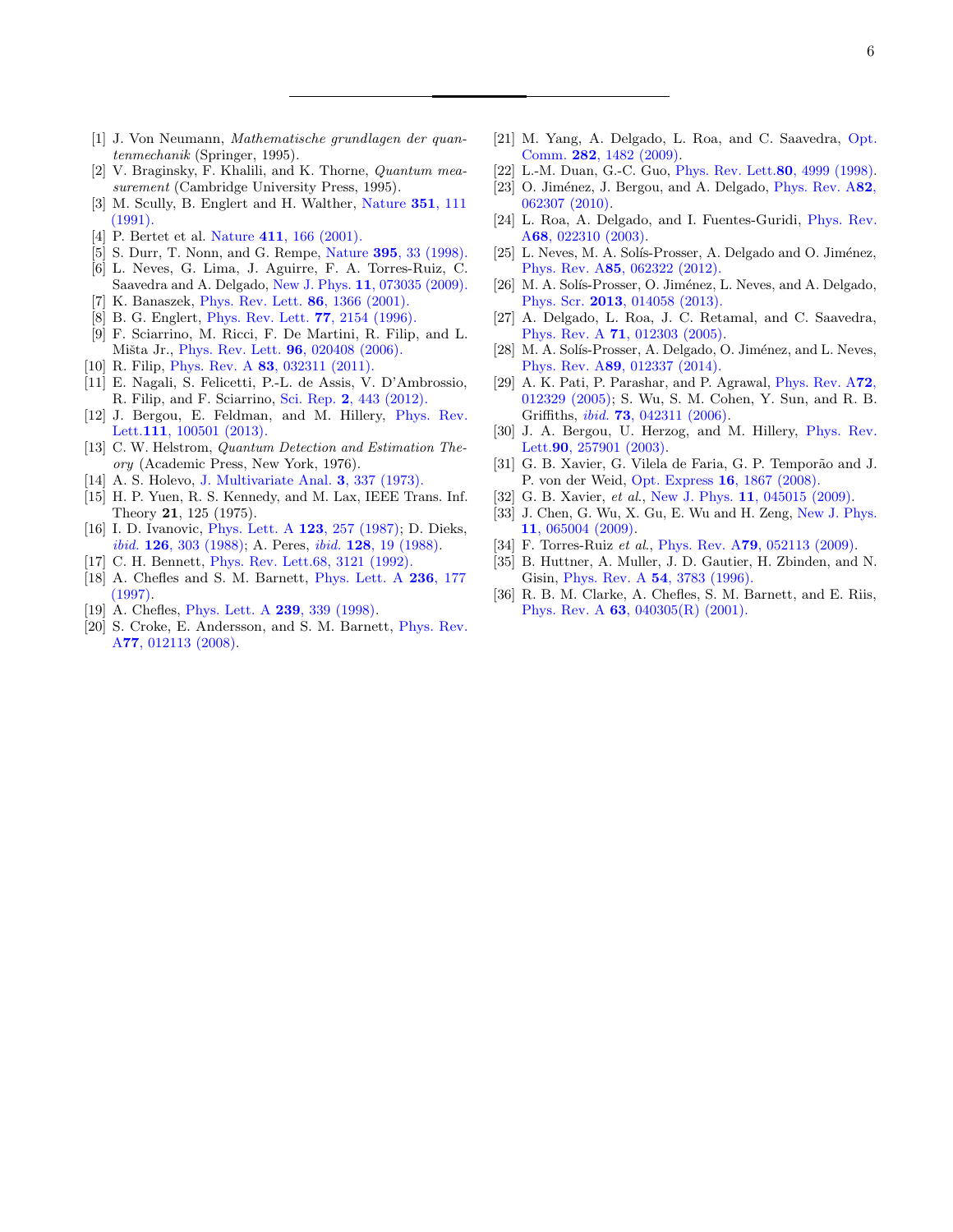[1] J. Von Neumann, *Mathematische grundlagen der quantenmechanik* (Springer, 1995).

[2] V. Braginsky, F. Khalili, and K. Thorne, *Quantum measurement* (Cambridge University Press, 1995).

[3] M. Scully, B. Englert and H. Walther, Nature **351**, 111 (1991).

[4] P. Bertet et al. Nature **411**, 166 (2001).

[5] S. Durr, T. Nonn, and G. Rempe, Nature **395**, 33 (1998).

[6] L. Neves, G. Lima, J. Aguirre, F. A. Torres-Ruiz, C. Saavedra and A. Delgado, New J. Phys. **11**, 073035 (2009).

[7] K. Banaszek, Phys. Rev. Lett. **86**, 1366 (2001).

[8] B. G. Englert, Phys. Rev. Lett. **77**, 2154 (1996).

[9] F. Sciarrino, M. Ricci, F. De Martini, R. Filip, and L. Mišta Jr., Phys. Rev. Lett. **96**, 020408 (2006).

[10] R. Filip, Phys. Rev. A **83**, 032311 (2011).

[11] E. Nagali, S. Felicetti, P.-L. de Assis, V. D'Ambrossio, R. Filip, and F. Sciarrino, Sci. Rep. **2**, 443 (2012).

[12] J. Bergou, E. Feldman, and M. Hillery, Phys. Rev. Lett.**111**, 100501 (2013).

[13] C. W. Helstrom, *Quantum Detection and Estimation Theory* (Academic Press, New York, 1976).

[14] A. S. Holevo, J. Multivariate Anal. **3**, 337 (1973).

[15] H. P. Yuen, R. S. Kennedy, and M. Lax, IEEE Trans. Inf. Theory **21**, 125 (1975).

[16] I. D. Ivanovic, Phys. Lett. A **123**, 257 (1987); D. Dieks, *ibid.* **126**, 303 (1988); A. Peres, *ibid.* **128**, 19 (1988).

[17] C. H. Bennett, Phys. Rev. Lett.68, 3121 (1992).

[18] A. Chefles and S. M. Barnett, Phys. Lett. A **236**, 177 (1997).

[19] A. Chefles, Phys. Lett. A **239**, 339 (1998).

[20] S. Croke, E. Andersson, and S. M. Barnett, Phys. Rev. A**77**, 012113 (2008).

[21] M. Yang, A. Delgado, L. Roa, and C. Saavedra, Opt. Comm. **282**, 1482 (2009).

[22] L.-M. Duan, G.-C. Guo, Phys. Rev. Lett.**80**, 4999 (1998).

[23] O. Jiménez, J. Bergou, and A. Delgado, Phys. Rev. A**82**, 062307 (2010).

[24] L. Roa, A. Delgado, and I. Fuentes-Guridi, Phys. Rev. A**68**, 022310 (2003).

[25] L. Neves, M. A. Solís-Prosser, A. Delgado and O. Jiménez, Phys. Rev. A**85**, 062322 (2012).

[26] M. A. Solís-Prosser, O. Jiménez, L. Neves, and A. Delgado, Phys. Scr. **2013**, 014058 (2013).

[27] A. Delgado, L. Roa, J. C. Retamal, and C. Saavedra, Phys. Rev. A **71**, 012303 (2005).

[28] M. A. Solís-Prosser, A. Delgado, O. Jiménez, and L. Neves, Phys. Rev. A**89**, 012337 (2014).

[29] A. K. Pati, P. Parashar, and P. Agrawal, Phys. Rev. A**72**, 012329 (2005); S. Wu, S. M. Cohen, Y. Sun, and R. B. Griffiths, *ibid.* **73**, 042311 (2006).

[30] J. A. Bergou, U. Herzog, and M. Hillery, Phys. Rev. Lett.**90**, 257901 (2003).

[31] G. B. Xavier, G. Vilela de Faria, G. P. Temporão and J. P. von der Weid, Opt. Express **16**, 1867 (2008).

[32] G. B. Xavier, *et al.*, New J. Phys. **11**, 045015 (2009).

[33] J. Chen, G. Wu, X. Gu, E. Wu and H. Zeng, New J. Phys. **11**, 065004 (2009).

[34] F. Torres-Ruiz *et al.*, Phys. Rev. A**79**, 052113 (2009).

[35] B. Huttner, A. Muller, J. D. Gautier, H. Zbinden, and N. Gisin, Phys. Rev. A **54**, 3783 (1996).

[36] R. B. M. Clarke, A. Chefles, S. M. Barnett, and E. Riis, Phys. Rev. A **63**, 040305(R) (2001).